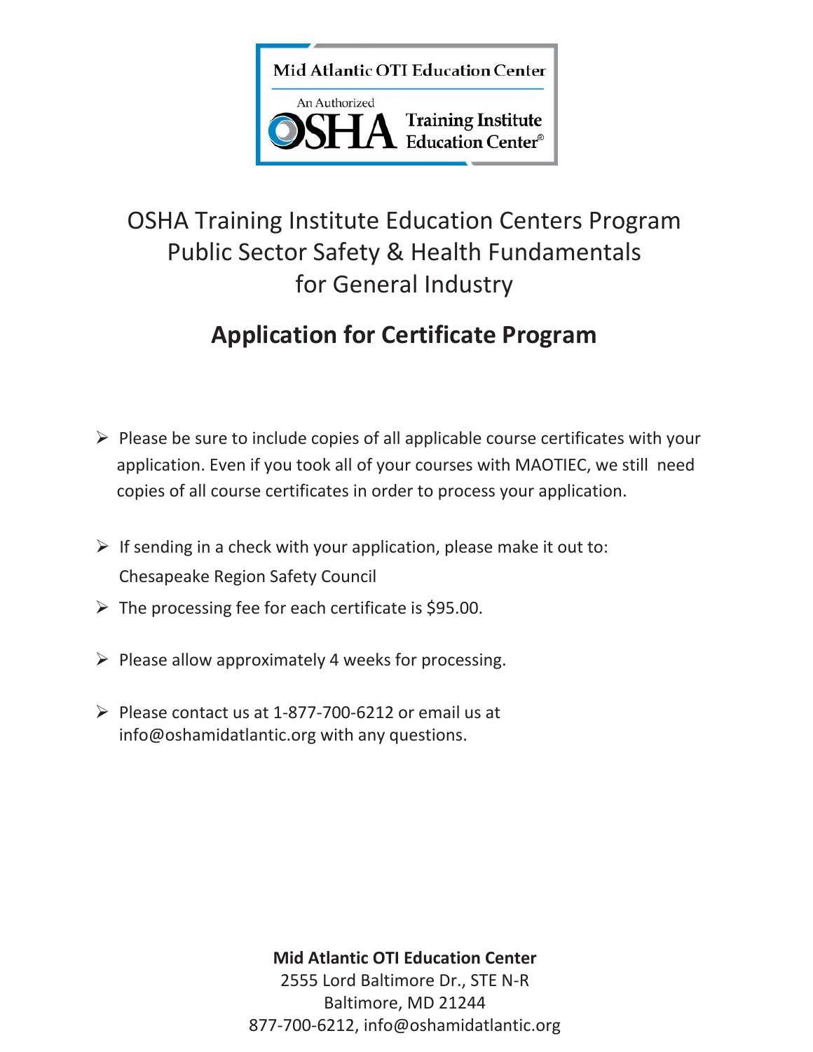Mid Atlantic OTI Education Center

An Authorized OSHA Training Institute Education Center®

# OSHA Training Institute Education Centers Program Public Sector Safety & Health Fundamentals for General Industry

## Application for Certificate Program

- Please be sure to include copies of all applicable course certificates with your application. Even if you took all of your courses with MAOTIEC, we still need copies of all course certificates in order to process your application.
- If sending in a check with your application, please make it out to: Chesapeake Region Safety Council
- The processing fee for each certificate is $95.00.
- Please allow approximately 4 weeks for processing.
- Please contact us at 1-877-700-6212 or email us at info@oshamidatlantic.org with any questions.

**Mid Atlantic OTI Education Center**
2555 Lord Baltimore Dr., STE N-R
Baltimore, MD 21244
877-700-6212, info@oshamidatlantic.org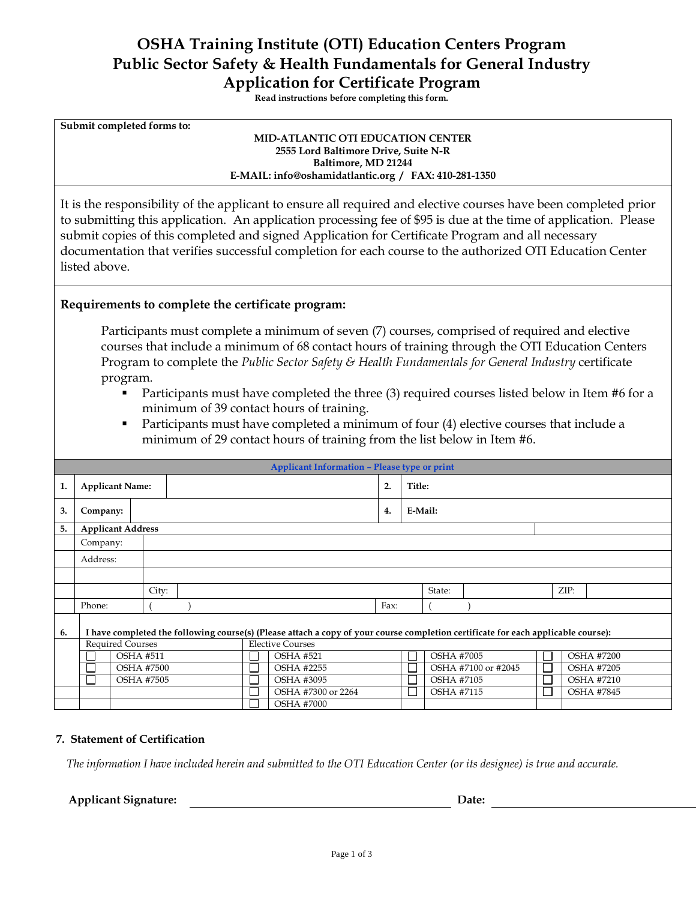# OSHA Training Institute (OTI) Education Centers Program
# Public Sector Safety & Health Fundamentals for General Industry
# Application for Certificate Program

**Read instructions before completing this form.**

**Submit completed forms to:**

**MID-ATLANTIC OTI EDUCATION CENTER**
**2555 Lord Baltimore Drive, Suite N-R**
**Baltimore, MD 21244**
**E-MAIL: info@oshamidatlantic.org / FAX: 410-281-1350**

It is the responsibility of the applicant to ensure all required and elective courses have been completed prior to submitting this application. An application processing fee of $95 is due at the time of application. Please submit copies of this completed and signed Application for Certificate Program and all necessary documentation that verifies successful completion for each course to the authorized OTI Education Center listed above.

**Requirements to complete the certificate program:**

Participants must complete a minimum of seven (7) courses, comprised of required and elective courses that include a minimum of 68 contact hours of training through the OTI Education Centers Program to complete the *Public Sector Safety & Health Fundamentals for General Industry* certificate program.

- Participants must have completed the three (3) required courses listed below in Item #6 for a minimum of 39 contact hours of training.
- Participants must have completed a minimum of four (4) elective courses that include a minimum of 29 contact hours of training from the list below in Item #6.

**Applicant Information – Please type or print**

| | | | | |
|---|---|---|---|---|
| **1.** | **Applicant Name:** | | **2.** | **Title:** |
| **3.** | **Company:** | | **4.** | **E-Mail:** |

**5. Applicant Address**

| | |
|---|---|
| Company: | |
| Address: | |
| | |
| City: | State: | ZIP: |
| Phone: ( ) | Fax: ( ) |

**6. I have completed the following course(s) (Please attach a copy of your course completion certificate for each applicable course):**

| Required Courses | Elective Courses | | |
|---|---|---|---|
| ☐ OSHA #511 | ☐ OSHA #521 | ☐ OSHA #7005 | ☐ OSHA #7200 |
| ☐ OSHA #7500 | ☐ OSHA #2255 | ☐ OSHA #7100 or #2045 | ☐ OSHA #7205 |
| ☐ OSHA #7505 | ☐ OSHA #3095 | ☐ OSHA #7105 | ☐ OSHA #7210 |
| | ☐ OSHA #7300 or 2264 | ☐ OSHA #7115 | ☐ OSHA #7845 |
| | ☐ OSHA #7000 | | |

**7. Statement of Certification**

*The information I have included herein and submitted to the OTI Education Center (or its designee) is true and accurate.*

**Applicant Signature:** ______________________ **Date:** ______________________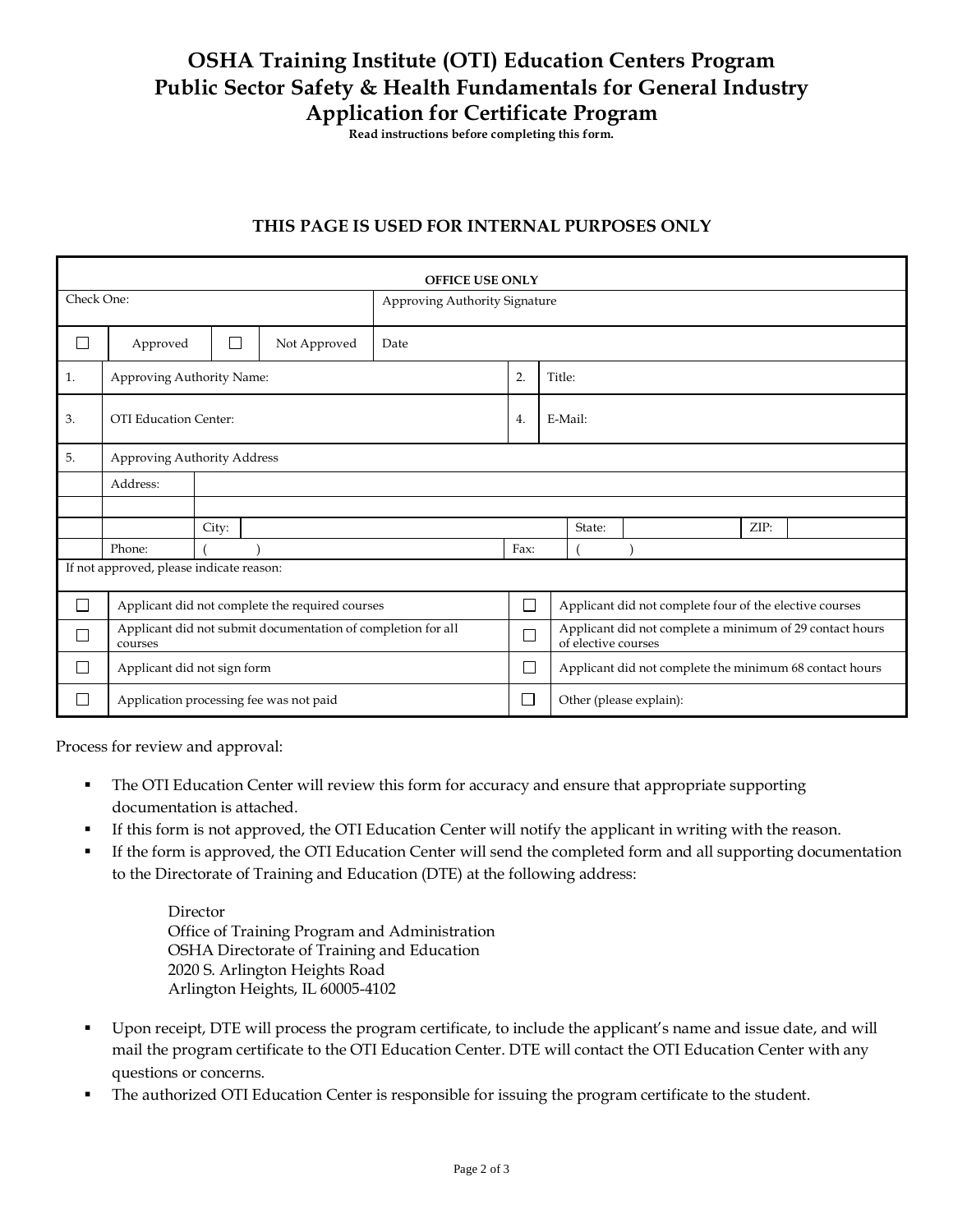# OSHA Training Institute (OTI) Education Centers Program
# Public Sector Safety & Health Fundamentals for General Industry
# Application for Certificate Program

**Read instructions before completing this form.**

### THIS PAGE IS USED FOR INTERNAL PURPOSES ONLY

| OFFICE USE ONLY | | | | | | | |
|---|---|---|---|---|---|---|---|
| Check One: | | | | Approving Authority Signature | | | |
| ☐ | Approved | ☐ | Not Approved | Date | | | |
| 1. | Approving Authority Name: | | | 2. | Title: | | |
| 3. | OTI Education Center: | | | 4. | E-Mail: | | |
| 5. | Approving Authority Address | | | | | | |
| | Address: | | | | | | |
| | | | | | | | |
| | | City: | | State: | | ZIP: | |
| | Phone: | ( ) | | Fax: | ( ) | | |
| If not approved, please indicate reason: | | | | | | | |
| ☐ | Applicant did not complete the required courses | | | ☐ | Applicant did not complete four of the elective courses | | |
| ☐ | Applicant did not submit documentation of completion for all courses | | | ☐ | Applicant did not complete a minimum of 29 contact hours of elective courses | | |
| ☐ | Applicant did not sign form | | | ☐ | Applicant did not complete the minimum 68 contact hours | | |
| ☐ | Application processing fee was not paid | | | ☐ | Other (please explain): | | |

Process for review and approval:

- The OTI Education Center will review this form for accuracy and ensure that appropriate supporting documentation is attached.
- If this form is not approved, the OTI Education Center will notify the applicant in writing with the reason.
- If the form is approved, the OTI Education Center will send the completed form and all supporting documentation to the Directorate of Training and Education (DTE) at the following address:

  Director
  Office of Training Program and Administration
  OSHA Directorate of Training and Education
  2020 S. Arlington Heights Road
  Arlington Heights, IL 60005-4102

- Upon receipt, DTE will process the program certificate, to include the applicant's name and issue date, and will mail the program certificate to the OTI Education Center. DTE will contact the OTI Education Center with any questions or concerns.
- The authorized OTI Education Center is responsible for issuing the program certificate to the student.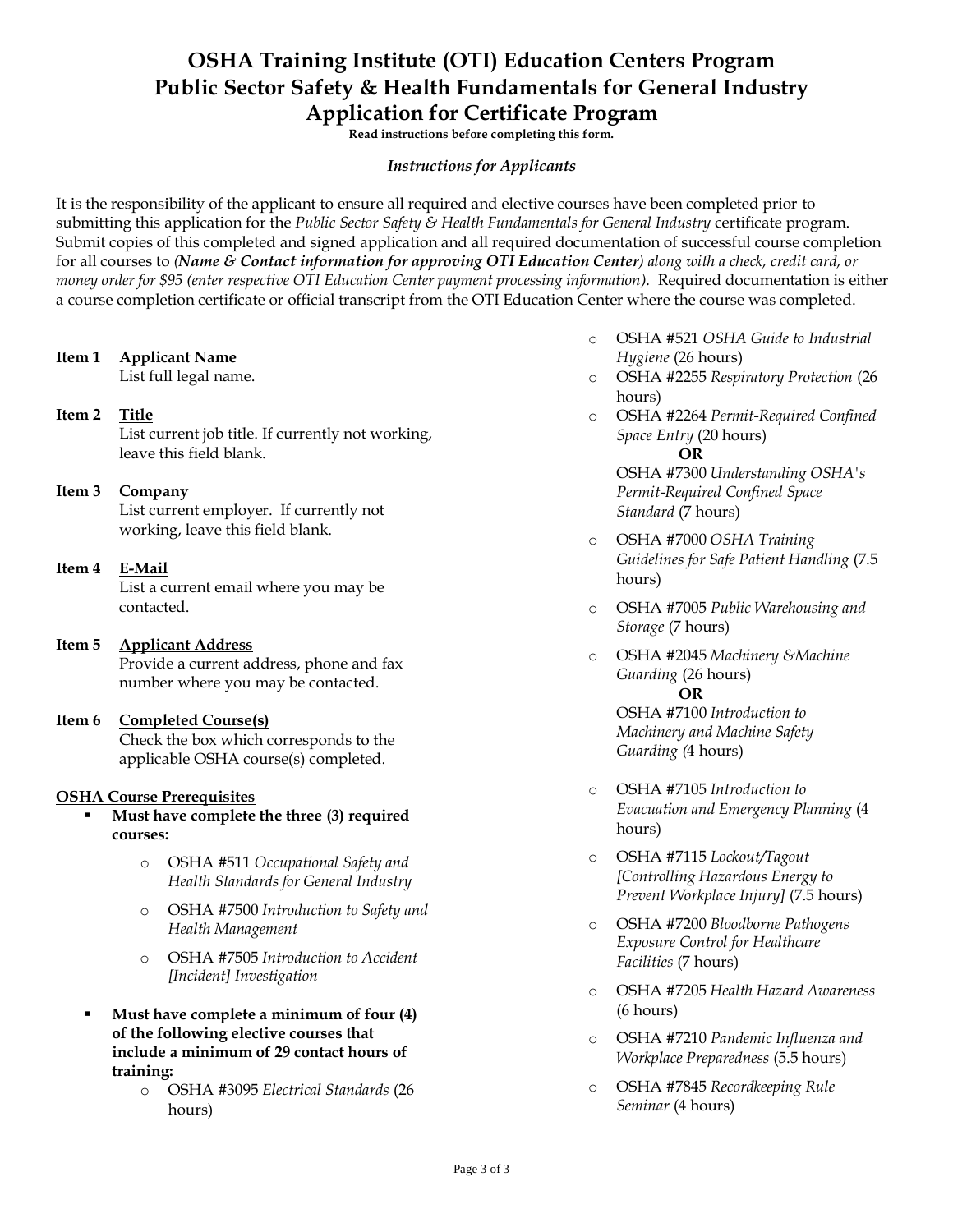# OSHA Training Institute (OTI) Education Centers Program
# Public Sector Safety & Health Fundamentals for General Industry
# Application for Certificate Program

**Read instructions before completing this form.**

### *Instructions for Applicants*

It is the responsibility of the applicant to ensure all required and elective courses have been completed prior to submitting this application for the *Public Sector Safety & Health Fundamentals for General Industry* certificate program. Submit copies of this completed and signed application and all required documentation of successful course completion for all courses to ***(Name & Contact information for approving OTI Education Center)*** *along with a check, credit card, or money order for $95 (enter respective OTI Education Center payment processing information).* Required documentation is either a course completion certificate or official transcript from the OTI Education Center where the course was completed.

**Item 1** **Applicant Name**
List full legal name.

**Item 2** **Title**
List current job title. If currently not working, leave this field blank.

**Item 3** **Company**
List current employer. If currently not working, leave this field blank.

**Item 4** **E-Mail**
List a current email where you may be contacted.

**Item 5** **Applicant Address**
Provide a current address, phone and fax number where you may be contacted.

**Item 6** **Completed Course(s)**
Check the box which corresponds to the applicable OSHA course(s) completed.

**OSHA Course Prerequisites**

- **Must have complete the three (3) required courses:**
  - OSHA #511 *Occupational Safety and Health Standards for General Industry*
  - OSHA #7500 *Introduction to Safety and Health Management*
  - OSHA #7505 *Introduction to Accident [Incident] Investigation*
- **Must have complete a minimum of four (4) of the following elective courses that include a minimum of 29 contact hours of training:**
  - OSHA #3095 *Electrical Standards* (26 hours)
  - OSHA #521 *OSHA Guide to Industrial Hygiene* (26 hours)
  - OSHA #2255 *Respiratory Protection* (26 hours)
  - OSHA #2264 *Permit-Required Confined Space Entry* (20 hours)
    **OR**
    OSHA #7300 *Understanding OSHA's Permit-Required Confined Space Standard* (7 hours)
  - OSHA #7000 *OSHA Training Guidelines for Safe Patient Handling* (7.5 hours)
  - OSHA #7005 *Public Warehousing and Storage* (7 hours)
  - OSHA #2045 *Machinery &Machine Guarding* (26 hours)
    **OR**
    OSHA #7100 *Introduction to Machinery and Machine Safety Guarding (*4 hours)
  - OSHA #7105 *Introduction to Evacuation and Emergency Planning* (4 hours)
  - OSHA #7115 *Lockout/Tagout [Controlling Hazardous Energy to Prevent Workplace Injury]* (7.5 hours)
  - OSHA #7200 *Bloodborne Pathogens Exposure Control for Healthcare Facilities* (7 hours)
  - OSHA #7205 *Health Hazard Awareness* (6 hours)
  - OSHA #7210 *Pandemic Influenza and Workplace Preparedness* (5.5 hours)
  - OSHA #7845 *Recordkeeping Rule Seminar* (4 hours)